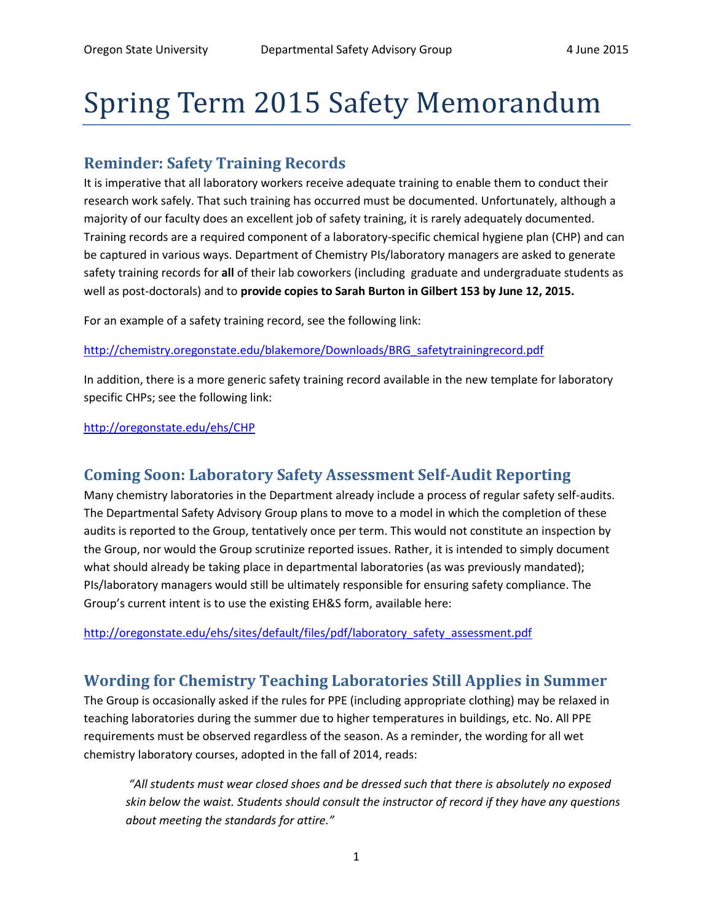# Spring Term 2015 Safety Memorandum

## Reminder: Safety Training Records

It is imperative that all laboratory workers receive adequate training to enable them to conduct their research work safely. That such training has occurred must be documented. Unfortunately, although a majority of our faculty does an excellent job of safety training, it is rarely adequately documented. Training records are a required component of a laboratory-specific chemical hygiene plan (CHP) and can be captured in various ways. Department of Chemistry PIs/laboratory managers are asked to generate safety training records for **all** of their lab coworkers (including graduate and undergraduate students as well as post-doctorals) and to **provide copies to Sarah Burton in Gilbert 153 by June 12, 2015.**

For an example of a safety training record, see the following link:

http://chemistry.oregonstate.edu/blakemore/Downloads/BRG_safetytrainingrecord.pdf

In addition, there is a more generic safety training record available in the new template for laboratory specific CHPs; see the following link:

http://oregonstate.edu/ehs/CHP

## Coming Soon: Laboratory Safety Assessment Self-Audit Reporting

Many chemistry laboratories in the Department already include a process of regular safety self-audits. The Departmental Safety Advisory Group plans to move to a model in which the completion of these audits is reported to the Group, tentatively once per term. This would not constitute an inspection by the Group, nor would the Group scrutinize reported issues. Rather, it is intended to simply document what should already be taking place in departmental laboratories (as was previously mandated); PIs/laboratory managers would still be ultimately responsible for ensuring safety compliance. The Group's current intent is to use the existing EH&S form, available here:

http://oregonstate.edu/ehs/sites/default/files/pdf/laboratory_safety_assessment.pdf

## Wording for Chemistry Teaching Laboratories Still Applies in Summer

The Group is occasionally asked if the rules for PPE (including appropriate clothing) may be relaxed in teaching laboratories during the summer due to higher temperatures in buildings, etc. No. All PPE requirements must be observed regardless of the season. As a reminder, the wording for all wet chemistry laboratory courses, adopted in the fall of 2014, reads:

> *"All students must wear closed shoes and be dressed such that there is absolutely no exposed skin below the waist. Students should consult the instructor of record if they have any questions about meeting the standards for attire."*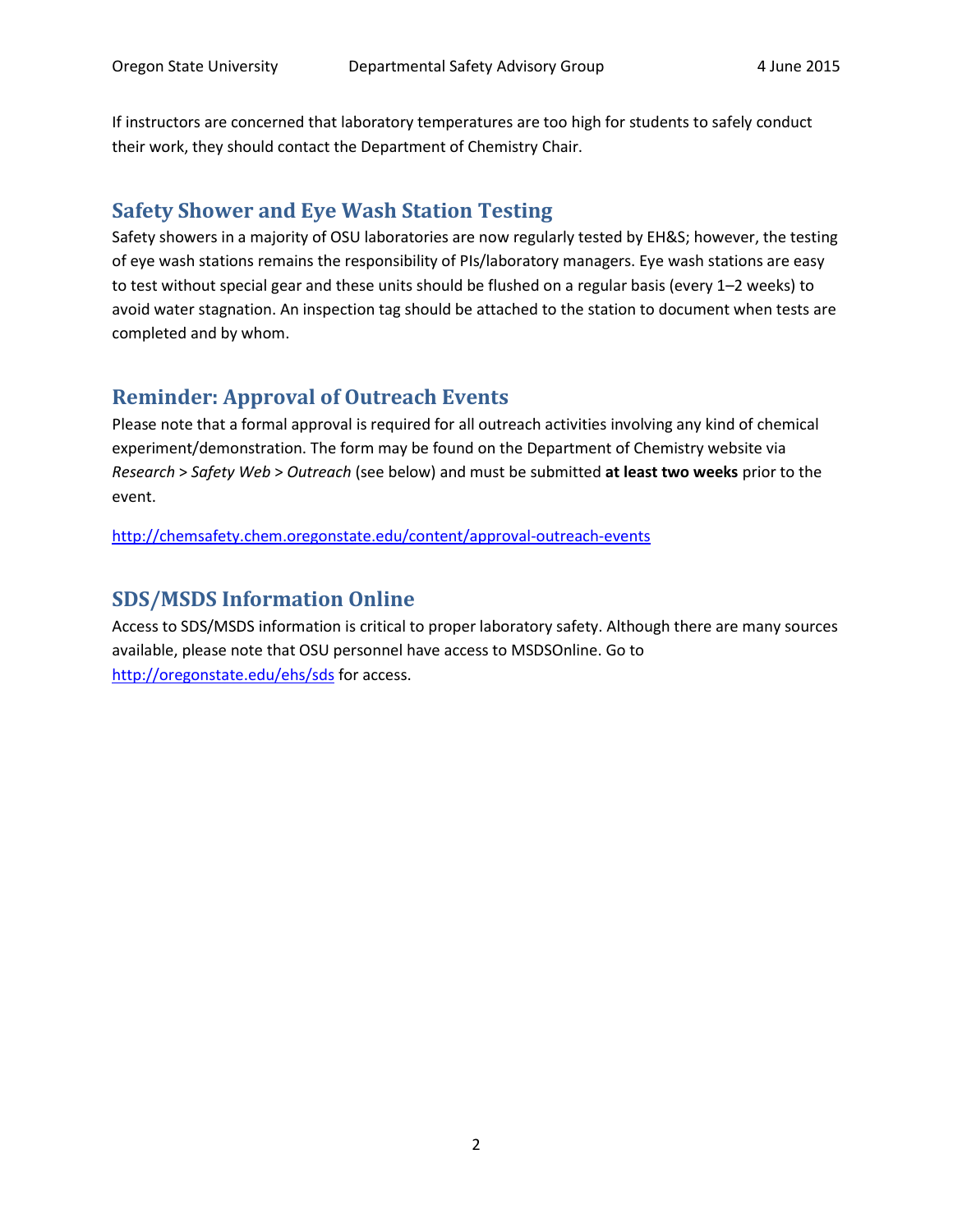If instructors are concerned that laboratory temperatures are too high for students to safely conduct their work, they should contact the Department of Chemistry Chair.

## Safety Shower and Eye Wash Station Testing

Safety showers in a majority of OSU laboratories are now regularly tested by EH&S; however, the testing of eye wash stations remains the responsibility of PIs/laboratory managers. Eye wash stations are easy to test without special gear and these units should be flushed on a regular basis (every 1–2 weeks) to avoid water stagnation. An inspection tag should be attached to the station to document when tests are completed and by whom.

## Reminder: Approval of Outreach Events

Please note that a formal approval is required for all outreach activities involving any kind of chemical experiment/demonstration. The form may be found on the Department of Chemistry website via *Research* > *Safety Web* > *Outreach* (see below) and must be submitted **at least two weeks** prior to the event.

http://chemsafety.chem.oregonstate.edu/content/approval-outreach-events

## SDS/MSDS Information Online

Access to SDS/MSDS information is critical to proper laboratory safety. Although there are many sources available, please note that OSU personnel have access to MSDSOnline. Go to http://oregonstate.edu/ehs/sds for access.